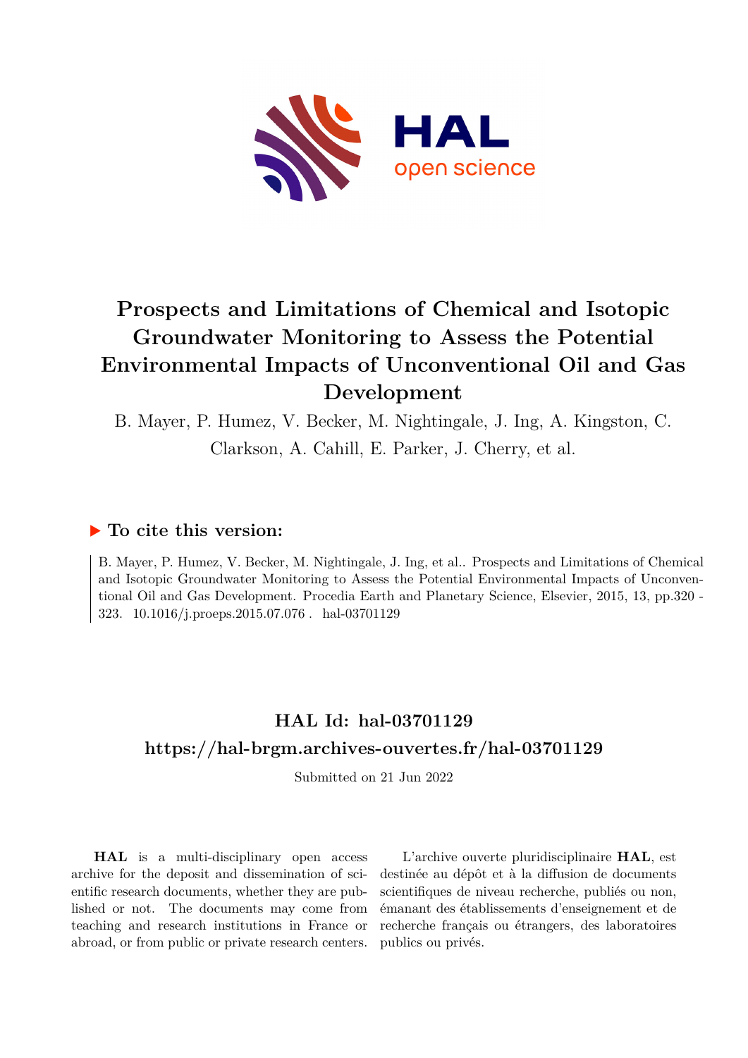# Prospects and Limitations of Chemical and Isotopic Groundwater Monitoring to Assess the Potential Environmental Impacts of Unconventional Oil and Gas Development

B. Mayer, P. Humez, V. Becker, M. Nightingale, J. Ing, A. Kingston, C. Clarkson, A. Cahill, E. Parker, J. Cherry, et al.

## ▶ To cite this version:

B. Mayer, P. Humez, V. Becker, M. Nightingale, J. Ing, et al.. Prospects and Limitations of Chemical and Isotopic Groundwater Monitoring to Assess the Potential Environmental Impacts of Unconventional Oil and Gas Development. Procedia Earth and Planetary Science, Elsevier, 2015, 13, pp.320 - 323. 10.1016/j.proeps.2015.07.076 . hal-03701129

## HAL Id: hal-03701129

## https://hal-brgm.archives-ouvertes.fr/hal-03701129

Submitted on 21 Jun 2022

**HAL** is a multi-disciplinary open access archive for the deposit and dissemination of scientific research documents, whether they are published or not. The documents may come from teaching and research institutions in France or abroad, or from public or private research centers.

L'archive ouverte pluridisciplinaire **HAL**, est destinée au dépôt et à la diffusion de documents scientifiques de niveau recherche, publiés ou non, émanant des établissements d'enseignement et de recherche français ou étrangers, des laboratoires publics ou privés.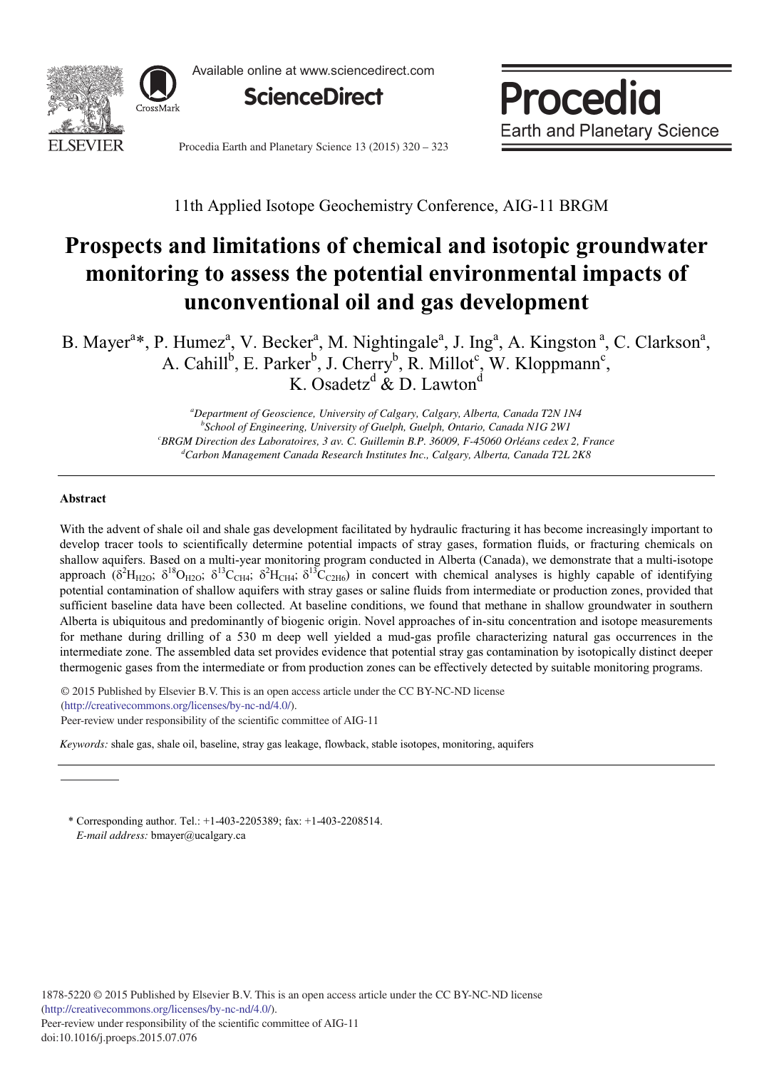11th Applied Isotope Geochemistry Conference, AIG-11 BRGM

# Prospects and limitations of chemical and isotopic groundwater monitoring to assess the potential environmental impacts of unconventional oil and gas development

B. Mayer[a]*, P. Humez[a], V. Becker[a], M. Nightingale[a], J. Ing[a], A. Kingston [a], C. Clarkson[a], A. Cahill[b], E. Parker[b], J. Cherry[b], R. Millot[c], W. Kloppmann[c], K. Osadetz[d] & D. Lawton[d]

[a]*Department of Geoscience, University of Calgary, Calgary, Alberta, Canada T2N 1N4*
[b]*School of Engineering, University of Guelph, Guelph, Ontario, Canada N1G 2W1*
[c]*BRGM Direction des Laboratoires, 3 av. C. Guillemin B.P. 36009, F-45060 Orléans cedex 2, France*
[d]*Carbon Management Canada Research Institutes Inc., Calgary, Alberta, Canada T2L 2K8*

## Abstract

With the advent of shale oil and shale gas development facilitated by hydraulic fracturing it has become increasingly important to develop tracer tools to scientifically determine potential impacts of stray gases, formation fluids, or fracturing chemicals on shallow aquifers. Based on a multi-year monitoring program conducted in Alberta (Canada), we demonstrate that a multi-isotope approach ($\delta^{2}H_{H2O}$; $\delta^{18}O_{H2O}$; $\delta^{13}C_{CH4}$; $\delta^{2}H_{CH4}$; $\delta^{13}C_{C2H6}$) in concert with chemical analyses is highly capable of identifying potential contamination of shallow aquifers with stray gases or saline fluids from intermediate or production zones, provided that sufficient baseline data have been collected. At baseline conditions, we found that methane in shallow groundwater in southern Alberta is ubiquitous and predominantly of biogenic origin. Novel approaches of in-situ concentration and isotope measurements for methane during drilling of a 530 m deep well yielded a mud-gas profile characterizing natural gas occurrences in the intermediate zone. The assembled data set provides evidence that potential stray gas contamination by isotopically distinct deeper thermogenic gases from the intermediate or from production zones can be effectively detected by suitable monitoring programs.

© 2015 Published by Elsevier B.V. This is an open access article under the CC BY-NC-ND license (http://creativecommons.org/licenses/by-nc-nd/4.0/).
Peer-review under responsibility of the scientific committee of AIG-11

*Keywords:* shale gas, shale oil, baseline, stray gas leakage, flowback, stable isotopes, monitoring, aquifers

\* Corresponding author. Tel.: +1-403-2205389; fax: +1-403-2208514.
*E-mail address:* bmayer@ucalgary.ca

1878-5220 © 2015 Published by Elsevier B.V. This is an open access article under the CC BY-NC-ND license (http://creativecommons.org/licenses/by-nc-nd/4.0/).
Peer-review under responsibility of the scientific committee of AIG-11
doi:10.1016/j.proeps.2015.07.076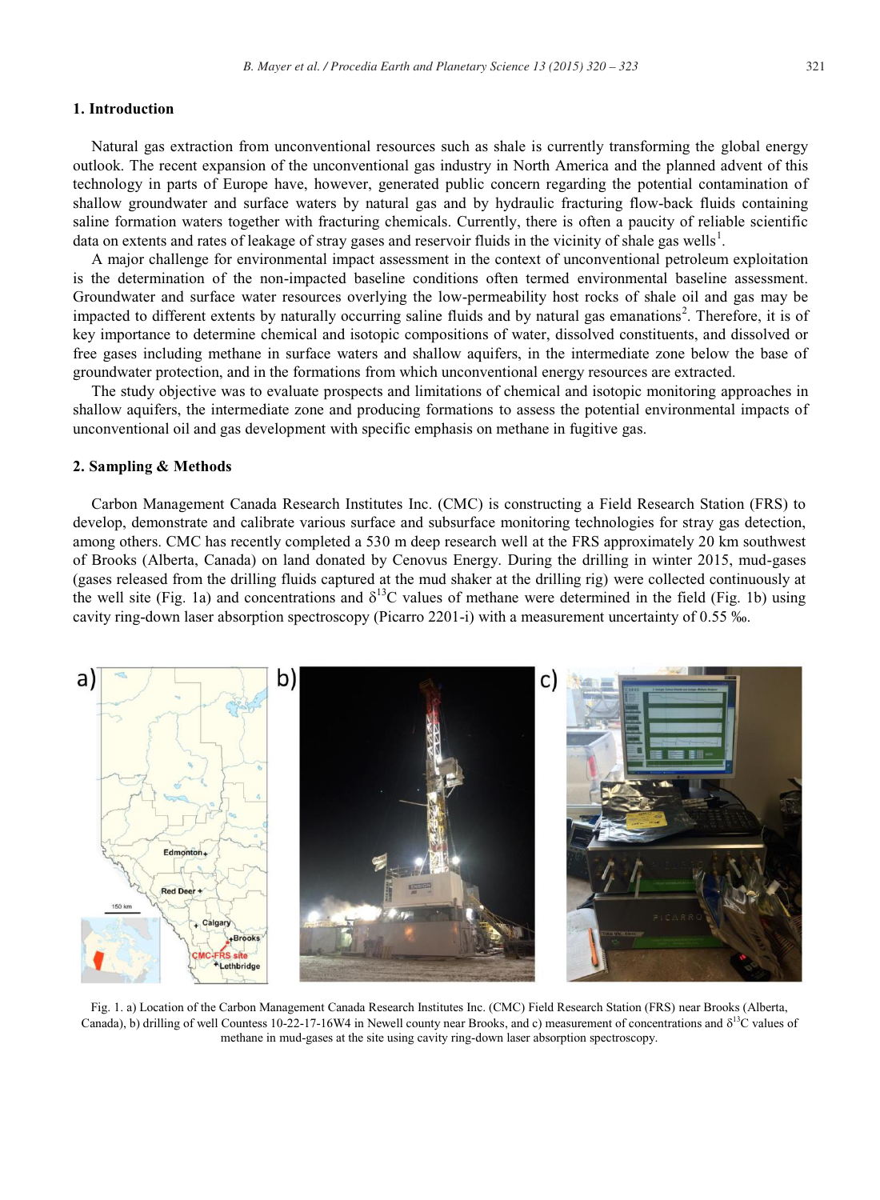## 1. Introduction

Natural gas extraction from unconventional resources such as shale is currently transforming the global energy outlook. The recent expansion of the unconventional gas industry in North America and the planned advent of this technology in parts of Europe have, however, generated public concern regarding the potential contamination of shallow groundwater and surface waters by natural gas and by hydraulic fracturing flow-back fluids containing saline formation waters together with fracturing chemicals. Currently, there is often a paucity of reliable scientific data on extents and rates of leakage of stray gases and reservoir fluids in the vicinity of shale gas wells[1].

A major challenge for environmental impact assessment in the context of unconventional petroleum exploitation is the determination of the non-impacted baseline conditions often termed environmental baseline assessment. Groundwater and surface water resources overlying the low-permeability host rocks of shale oil and gas may be impacted to different extents by naturally occurring saline fluids and by natural gas emanations[2]. Therefore, it is of key importance to determine chemical and isotopic compositions of water, dissolved constituents, and dissolved or free gases including methane in surface waters and shallow aquifers, in the intermediate zone below the base of groundwater protection, and in the formations from which unconventional energy resources are extracted.

The study objective was to evaluate prospects and limitations of chemical and isotopic monitoring approaches in shallow aquifers, the intermediate zone and producing formations to assess the potential environmental impacts of unconventional oil and gas development with specific emphasis on methane in fugitive gas.

## 2. Sampling & Methods

Carbon Management Canada Research Institutes Inc. (CMC) is constructing a Field Research Station (FRS) to develop, demonstrate and calibrate various surface and subsurface monitoring technologies for stray gas detection, among others. CMC has recently completed a 530 m deep research well at the FRS approximately 20 km southwest of Brooks (Alberta, Canada) on land donated by Cenovus Energy. During the drilling in winter 2015, mud-gases (gases released from the drilling fluids captured at the mud shaker at the drilling rig) were collected continuously at the well site (Fig. 1a) and concentrations and $\delta^{13}C$ values of methane were determined in the field (Fig. 1b) using cavity ring-down laser absorption spectroscopy (Picarro 2201-i) with a measurement uncertainty of 0.55 ‰.

Fig. 1. a) Location of the Carbon Management Canada Research Institutes Inc. (CMC) Field Research Station (FRS) near Brooks (Alberta, Canada), b) drilling of well Countess 10-22-17-16W4 in Newell county near Brooks, and c) measurement of concentrations and $\delta^{13}C$ values of methane in mud-gases at the site using cavity ring-down laser absorption spectroscopy.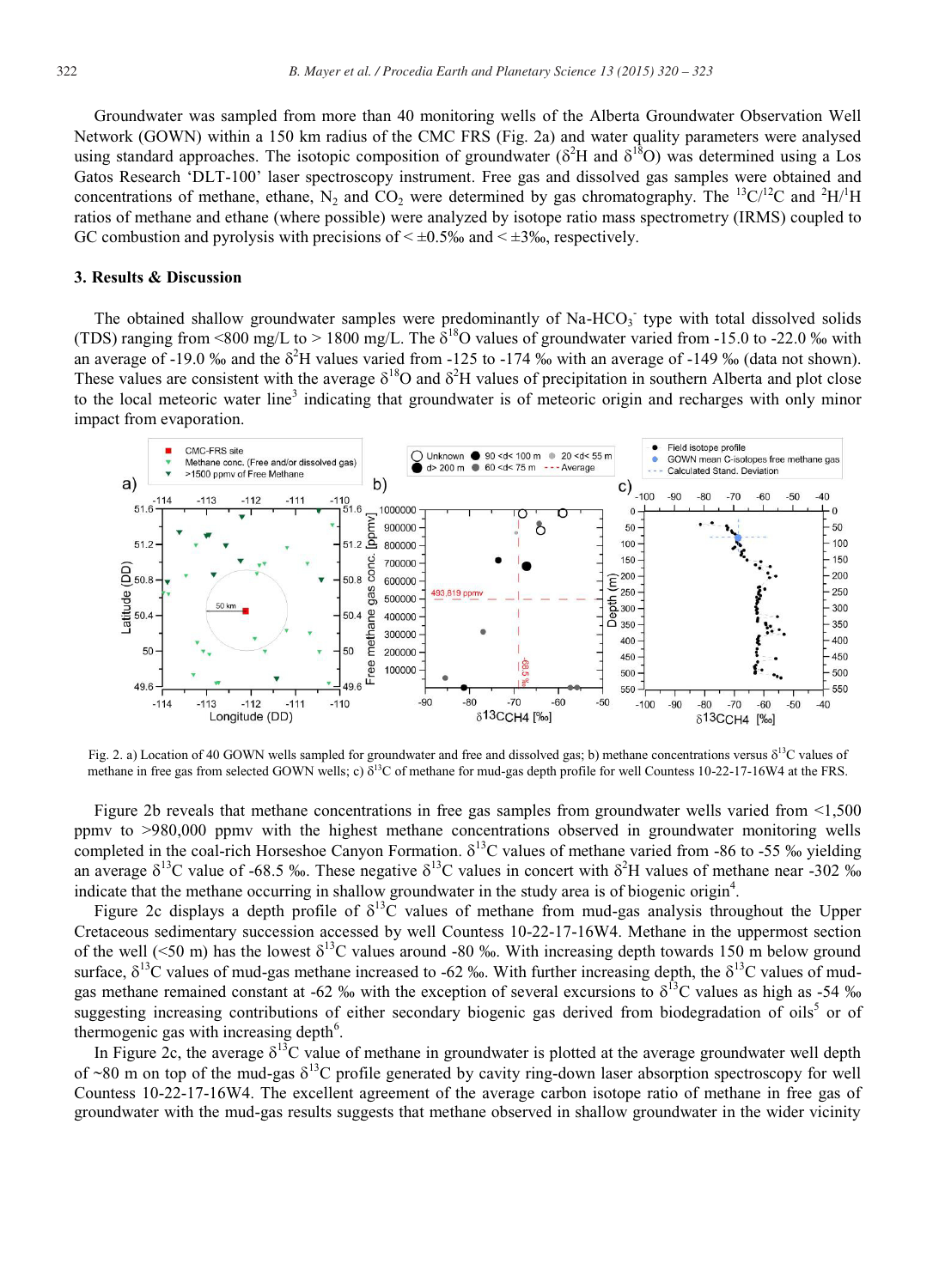Groundwater was sampled from more than 40 monitoring wells of the Alberta Groundwater Observation Well Network (GOWN) within a 150 km radius of the CMC FRS (Fig. 2a) and water quality parameters were analysed using standard approaches. The isotopic composition of groundwater ($\delta^2H$ and $\delta^{18}O$) was determined using a Los Gatos Research 'DLT-100' laser spectroscopy instrument. Free gas and dissolved gas samples were obtained and concentrations of methane, ethane, $N_2$ and $CO_2$ were determined by gas chromatography. The $^{13}C/^{12}C$ and $^2H/^1H$ ratios of methane and ethane (where possible) were analyzed by isotope ratio mass spectrometry (IRMS) coupled to GC combustion and pyrolysis with precisions of < ±0.5‰ and < ±3‰, respectively.

### 3. Results & Discussion

The obtained shallow groundwater samples were predominantly of Na-$HCO_3^-$ type with total dissolved solids (TDS) ranging from <800 mg/L to > 1800 mg/L. The $\delta^{18}O$ values of groundwater varied from -15.0 to -22.0 ‰ with an average of -19.0 ‰ and the $\delta^2H$ values varied from -125 to -174 ‰ with an average of -149 ‰ (data not shown). These values are consistent with the average $\delta^{18}O$ and $\delta^2H$ values of precipitation in southern Alberta and plot close to the local meteoric water line[3] indicating that groundwater is of meteoric origin and recharges with only minor impact from evaporation.

Fig. 2. a) Location of 40 GOWN wells sampled for groundwater and free and dissolved gas; b) methane concentrations versus $\delta^{13}C$ values of methane in free gas from selected GOWN wells; c) $\delta^{13}C$ of methane for mud-gas depth profile for well Countess 10-22-17-16W4 at the FRS.

Figure 2b reveals that methane concentrations in free gas samples from groundwater wells varied from <1,500 ppmv to >980,000 ppmv with the highest methane concentrations observed in groundwater monitoring wells completed in the coal-rich Horseshoe Canyon Formation. $\delta^{13}C$ values of methane varied from -86 to -55 ‰ yielding an average $\delta^{13}C$ value of -68.5 ‰. These negative $\delta^{13}C$ values in concert with $\delta^2H$ values of methane near -302 ‰ indicate that the methane occurring in shallow groundwater in the study area is of biogenic origin[4].

Figure 2c displays a depth profile of $\delta^{13}C$ values of methane from mud-gas analysis throughout the Upper Cretaceous sedimentary succession accessed by well Countess 10-22-17-16W4. Methane in the uppermost section of the well (<50 m) has the lowest $\delta^{13}C$ values around -80 ‰. With increasing depth towards 150 m below ground surface, $\delta^{13}C$ values of mud-gas methane increased to -62 ‰. With further increasing depth, the $\delta^{13}C$ values of mud-gas methane remained constant at -62 ‰ with the exception of several excursions to $\delta^{13}C$ values as high as -54 ‰ suggesting increasing contributions of either secondary biogenic gas derived from biodegradation of oils[5] or of thermogenic gas with increasing depth[6].

In Figure 2c, the average $\delta^{13}C$ value of methane in groundwater is plotted at the average groundwater well depth of ~80 m on top of the mud-gas $\delta^{13}C$ profile generated by cavity ring-down laser absorption spectroscopy for well Countess 10-22-17-16W4. The excellent agreement of the average carbon isotope ratio of methane in free gas of groundwater with the mud-gas results suggests that methane observed in shallow groundwater in the wider vicinity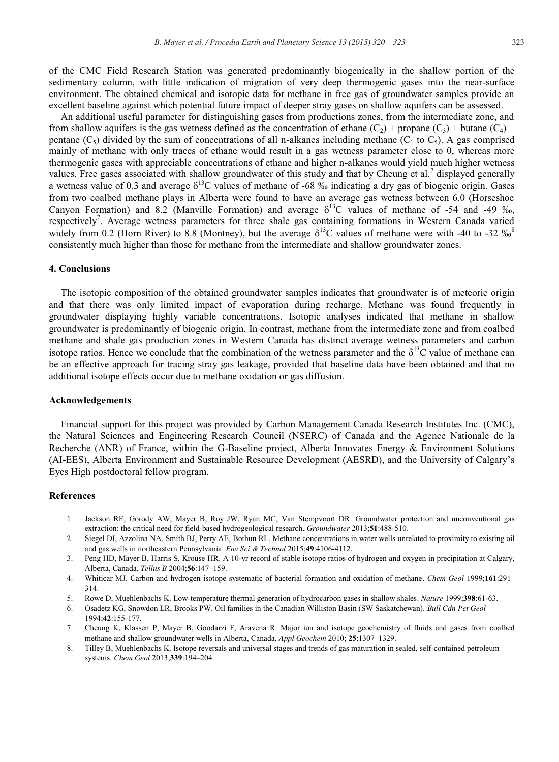of the CMC Field Research Station was generated predominantly biogenically in the shallow portion of the sedimentary column, with little indication of migration of very deep thermogenic gases into the near-surface environment. The obtained chemical and isotopic data for methane in free gas of groundwater samples provide an excellent baseline against which potential future impact of deeper stray gases on shallow aquifers can be assessed.

An additional useful parameter for distinguishing gases from productions zones, from the intermediate zone, and from shallow aquifers is the gas wetness defined as the concentration of ethane ($C_2$) + propane ($C_3$) + butane ($C_4$) + pentane ($C_5$) divided by the sum of concentrations of all n-alkanes including methane ($C_1$ to $C_5$). A gas comprised mainly of methane with only traces of ethane would result in a gas wetness parameter close to 0, whereas more thermogenic gases with appreciable concentrations of ethane and higher n-alkanes would yield much higher wetness values. Free gases associated with shallow groundwater of this study and that by Cheung et al.[7] displayed generally a wetness value of 0.3 and average $\delta^{13}C$ values of methane of -68 ‰ indicating a dry gas of biogenic origin. Gases from two coalbed methane plays in Alberta were found to have an average gas wetness between 6.0 (Horseshoe Canyon Formation) and 8.2 (Manville Formation) and average $\delta^{13}C$ values of methane of -54 and -49 ‰, respectively[7]. Average wetness parameters for three shale gas containing formations in Western Canada varied widely from 0.2 (Horn River) to 8.8 (Montney), but the average $\delta^{13}C$ values of methane were with -40 to -32 ‰[8] consistently much higher than those for methane from the intermediate and shallow groundwater zones.

## 4. Conclusions

The isotopic composition of the obtained groundwater samples indicates that groundwater is of meteoric origin and that there was only limited impact of evaporation during recharge. Methane was found frequently in groundwater displaying highly variable concentrations. Isotopic analyses indicated that methane in shallow groundwater is predominantly of biogenic origin. In contrast, methane from the intermediate zone and from coalbed methane and shale gas production zones in Western Canada has distinct average wetness parameters and carbon isotope ratios. Hence we conclude that the combination of the wetness parameter and the $\delta^{13}C$ value of methane can be an effective approach for tracing stray gas leakage, provided that baseline data have been obtained and that no additional isotope effects occur due to methane oxidation or gas diffusion.

## Acknowledgements

Financial support for this project was provided by Carbon Management Canada Research Institutes Inc. (CMC), the Natural Sciences and Engineering Research Council (NSERC) of Canada and the Agence Nationale de la Recherche (ANR) of France, within the G-Baseline project, Alberta Innovates Energy & Environment Solutions (AI-EES), Alberta Environment and Sustainable Resource Development (AESRD), and the University of Calgary's Eyes High postdoctoral fellow program.

## References

1. Jackson RE, Gorody AW, Mayer B, Roy JW, Ryan MC, Van Stempvoort DR. Groundwater protection and unconventional gas extraction: the critical need for field-based hydrogeological research. *Groundwater* 2013;**51**:488-510.
2. Siegel DI, Azzolina NA, Smith BJ, Perry AE, Bothun RL. Methane concentrations in water wells unrelated to proximity to existing oil and gas wells in northeastern Pennsylvania. *Env Sci & Technol* 2015;**49**:4106-4112.
3. Peng HD, Mayer B, Harris S, Krouse HR. A 10-yr record of stable isotope ratios of hydrogen and oxygen in precipitation at Calgary, Alberta, Canada. *Tellus B* 2004;**56**:147–159.
4. Whiticar MJ. Carbon and hydrogen isotope systematic of bacterial formation and oxidation of methane. *Chem Geol* 1999;**161**:291–314.
5. Rowe D, Muehlenbachs K. Low-temperature thermal generation of hydrocarbon gases in shallow shales. *Nature* 1999;**398**:61-63.
6. Osadetz KG, Snowdon LR, Brooks PW. Oil families in the Canadian Williston Basin (SW Saskatchewan). *Bull Cdn Pet Geol* 1994;**42**:155-177.
7. Cheung K, Klassen P, Mayer B, Goodarzi F, Aravena R. Major ion and isotope geochemistry of fluids and gases from coalbed methane and shallow groundwater wells in Alberta, Canada. *Appl Geochem* 2010; **25**:1307–1329.
8. Tilley B, Muehlenbachs K. Isotope reversals and universal stages and trends of gas maturation in sealed, self-contained petroleum systems. *Chem Geol* 2013;**339**:194–204.